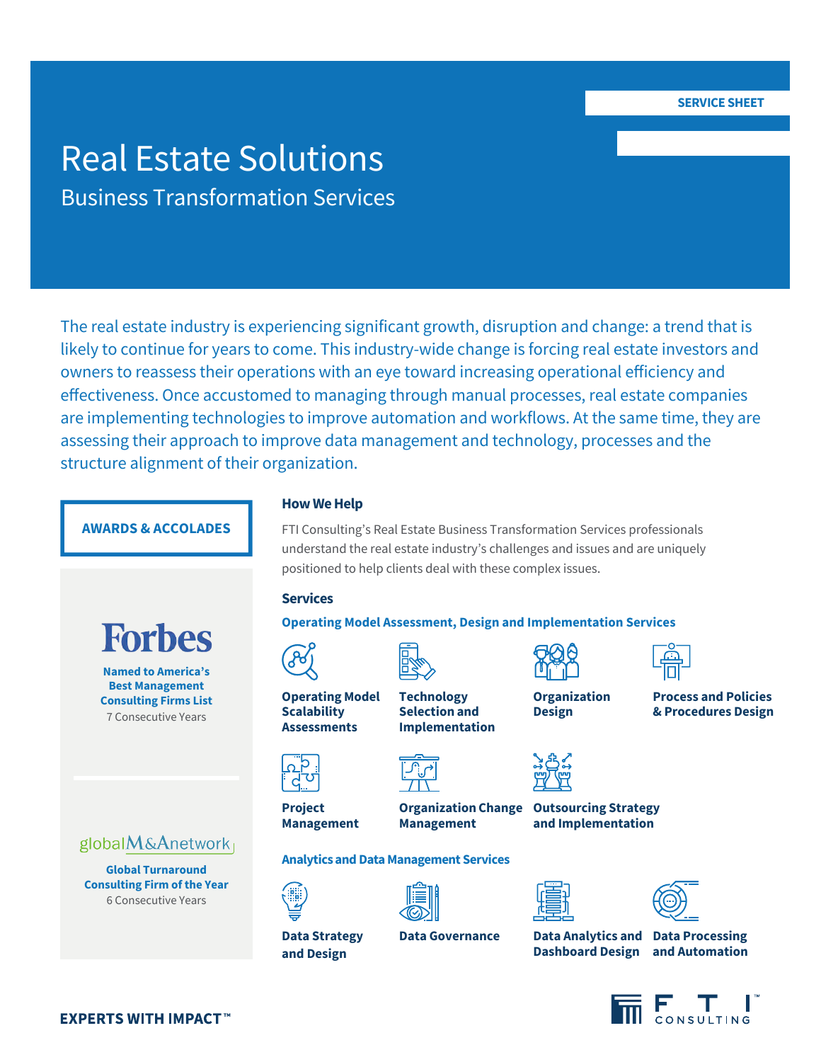SERVICE SHEET

# Real Estate Solutions

## Business Transformation Services

The real estate industry is experiencing significant growth, disruption and change: a trend that is likely to continue for years to come. This industry-wide change is forcing real estate investors and owners to reassess their operations with an eye toward increasing operational efficiency and effectiveness. Once accustomed to managing through manual processes, real estate companies are implementing technologies to improve automation and workflows. At the same time, they are assessing their approach to improve data management and technology, processes and the structure alignment of their organization.

### How We Help

FTI Consulting's Real Estate Business Transformation Services professionals understand the real estate industry's challenges and issues and are uniquely positioned to help clients deal with these complex issues.

### Services

**Operating Model Assessment, Design and Implementation Services**

- **Operating Model Scalability Assessments**
- **Technology Selection and Implementation**
- **Organization Design**
- **Process and Policies & Procedures Design**
- **Project Management**
- **Organization Change Management**
- **Outsourcing Strategy and Implementation**

**Analytics and Data Management Services**

- **Data Strategy and Design**
- **Data Governance**
- **Data Analytics and Dashboard Design**
- **Data Processing and Automation**

### AWARDS & ACCOLADES

**Forbes**

**Named to America's Best Management Consulting Firms List**
7 Consecutive Years

**globalM&Anetwork**

**Global Turnaround Consulting Firm of the Year**
6 Consecutive Years

**EXPERTS WITH IMPACT™**

FTI CONSULTING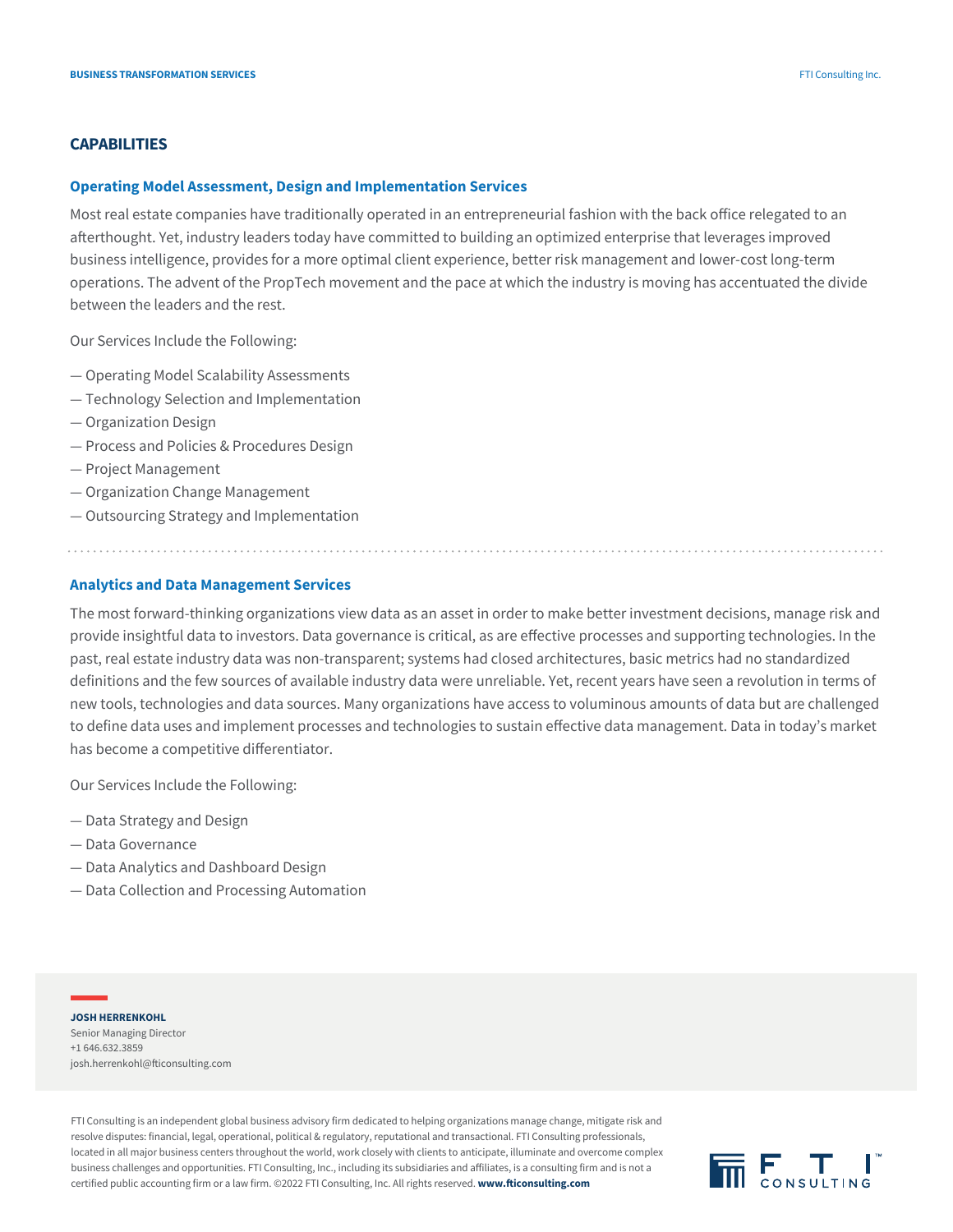## CAPABILITIES

### Operating Model Assessment, Design and Implementation Services

Most real estate companies have traditionally operated in an entrepreneurial fashion with the back office relegated to an afterthought. Yet, industry leaders today have committed to building an optimized enterprise that leverages improved business intelligence, provides for a more optimal client experience, better risk management and lower-cost long-term operations. The advent of the PropTech movement and the pace at which the industry is moving has accentuated the divide between the leaders and the rest.

Our Services Include the Following:

— Operating Model Scalability Assessments
— Technology Selection and Implementation
— Organization Design
— Process and Policies & Procedures Design
— Project Management
— Organization Change Management
— Outsourcing Strategy and Implementation

### Analytics and Data Management Services

The most forward-thinking organizations view data as an asset in order to make better investment decisions, manage risk and provide insightful data to investors. Data governance is critical, as are effective processes and supporting technologies. In the past, real estate industry data was non-transparent; systems had closed architectures, basic metrics had no standardized definitions and the few sources of available industry data were unreliable. Yet, recent years have seen a revolution in terms of new tools, technologies and data sources. Many organizations have access to voluminous amounts of data but are challenged to define data uses and implement processes and technologies to sustain effective data management. Data in today's market has become a competitive differentiator.

Our Services Include the Following:

— Data Strategy and Design
— Data Governance
— Data Analytics and Dashboard Design
— Data Collection and Processing Automation

**JOSH HERRENKOHL**
Senior Managing Director
+1 646.632.3859
josh.herrenkohl@fticonsulting.com

FTI Consulting is an independent global business advisory firm dedicated to helping organizations manage change, mitigate risk and resolve disputes: financial, legal, operational, political & regulatory, reputational and transactional. FTI Consulting professionals, located in all major business centers throughout the world, work closely with clients to anticipate, illuminate and overcome complex business challenges and opportunities. FTI Consulting, Inc., including its subsidiaries and affiliates, is a consulting firm and is not a certified public accounting firm or a law firm. ©2022 FTI Consulting, Inc. All rights reserved. **www.fticonsulting.com**